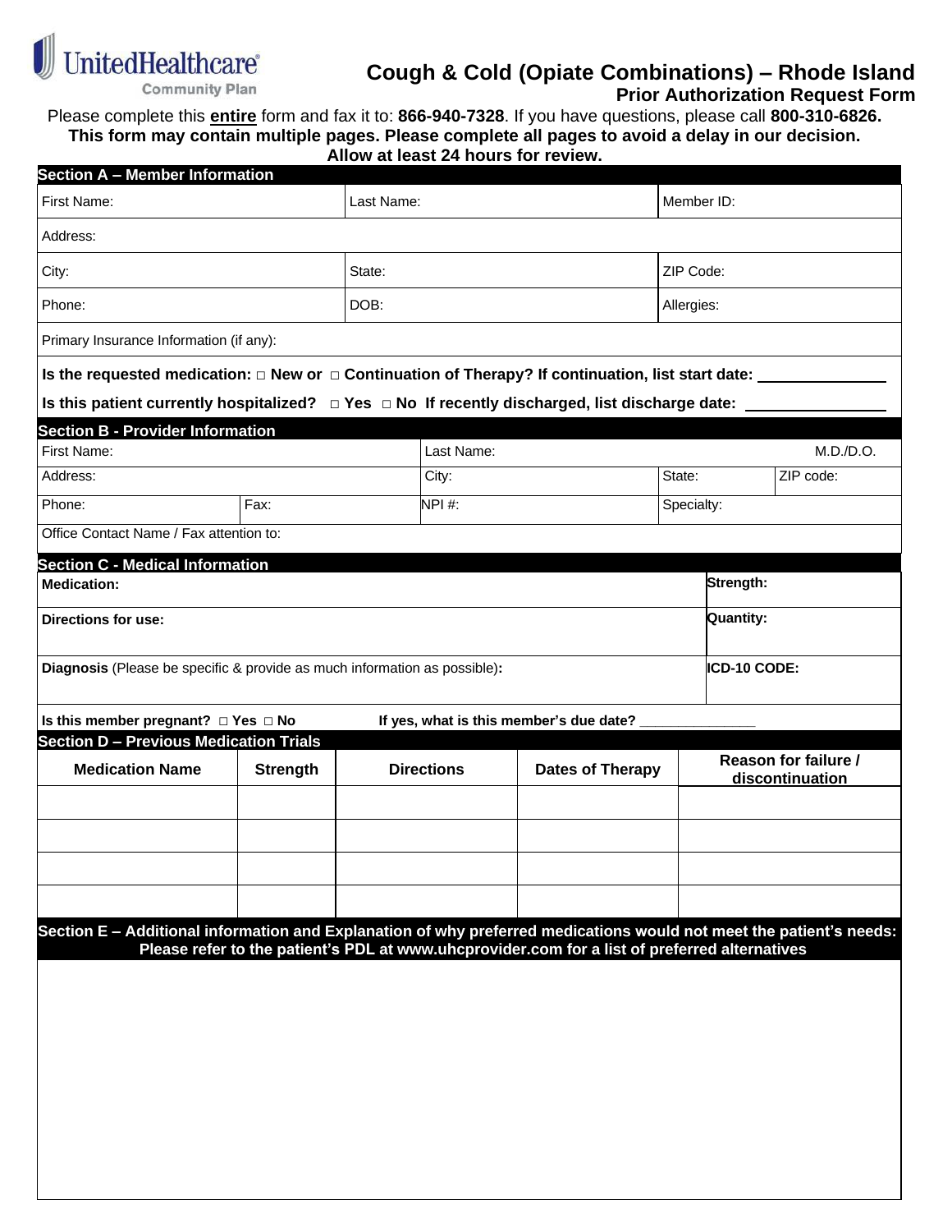UnitedHealthcare Community Plan

# Cough & Cold (Opiate Combinations) – Rhode Island

## Prior Authorization Request Form

Please complete this **entire** form and fax it to: **866-940-7328**. If you have questions, please call **800-310-6826.**

**This form may contain multiple pages. Please complete all pages to avoid a delay in our decision. Allow at least 24 hours for review.**

### Section A – Member Information

| First Name: | Last Name: | Member ID: |
|---|---|---|
| Address: | | |
| City: | State: | ZIP Code: |
| Phone: | DOB: | Allergies: |
| Primary Insurance Information (if any): | | |

**Is the requested medication: □ New or □ Continuation of Therapy? If continuation, list start date: ______________**

**Is this patient currently hospitalized? □ Yes □ No If recently discharged, list discharge date: ______________**

### Section B - Provider Information

| First Name: | | Last Name: | | M.D./D.O. |
|---|---|---|---|---|
| Address: | | City: | State: | ZIP code: |
| Phone: | Fax: | NPI #: | Specialty: | |
| Office Contact Name / Fax attention to: | | | | |

### Section C - Medical Information

| **Medication:** | **Strength:** |
|---|---|
| **Directions for use:** | **Quantity:** |
| **Diagnosis** (Please be specific & provide as much information as possible)**:** | **ICD-10 CODE:** |

**Is this member pregnant? □ Yes □ No** **If yes, what is this member's due date? ______________**

### Section D – Previous Medication Trials

| Medication Name | Strength | Directions | Dates of Therapy | Reason for failure / discontinuation |
|---|---|---|---|---|
| | | | | |
| | | | | |
| | | | | |
| | | | | |

### Section E – Additional information and Explanation of why preferred medications would not meet the patient's needs:

**Please refer to the patient's PDL at www.uhcprovider.com for a list of preferred alternatives**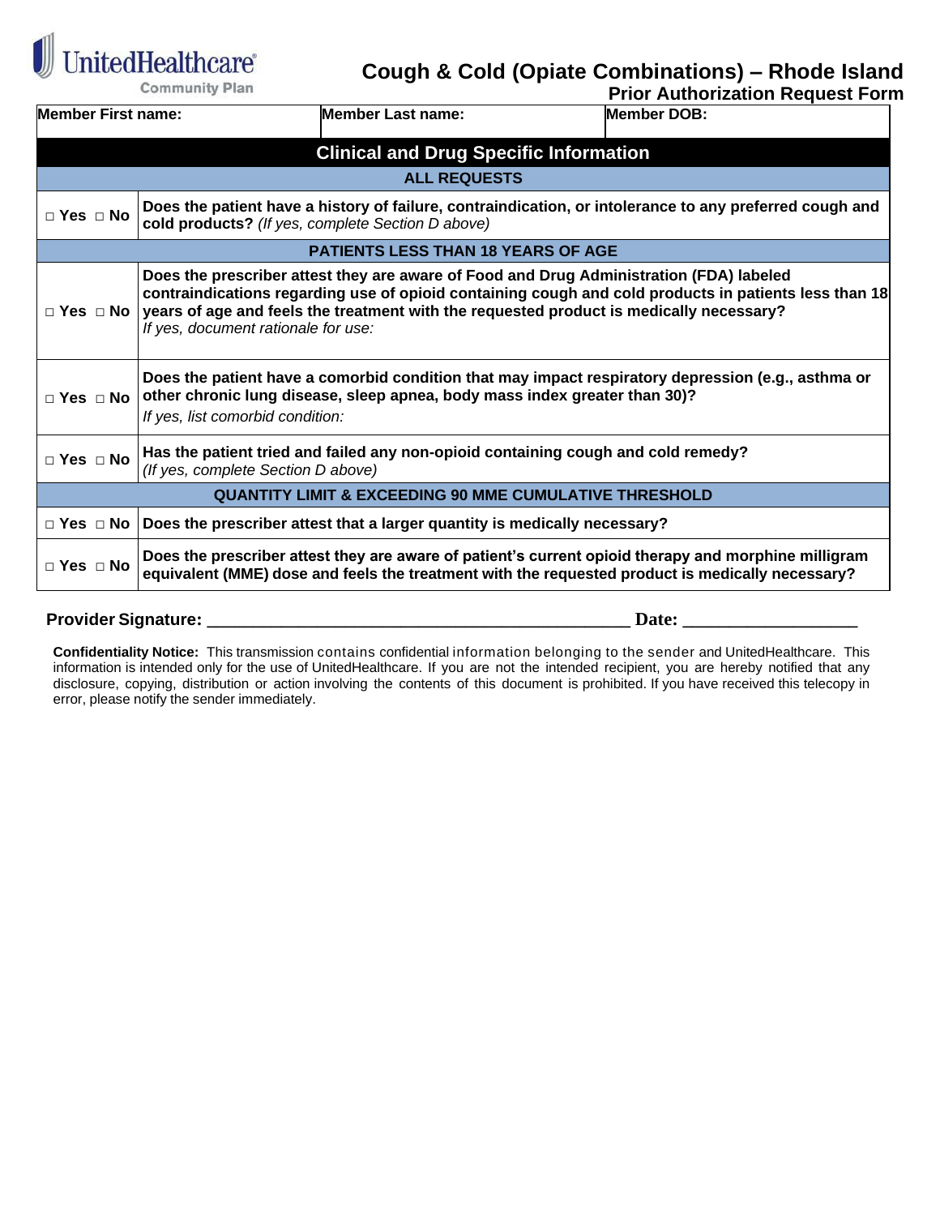UnitedHealthcare Community Plan

# Cough & Cold (Opiate Combinations) – Rhode Island

## Prior Authorization Request Form

| Member First name: | Member Last name: | Member DOB: |
|---|---|---|
| | | |

### Clinical and Drug Specific Information

| | |
|---|---|
| **ALL REQUESTS** | |
| □ Yes □ No | **Does the patient have a history of failure, contraindication, or intolerance to any preferred cough and cold products?** *(If yes, complete Section D above)* |
| **PATIENTS LESS THAN 18 YEARS OF AGE** | |
| □ Yes □ No | **Does the prescriber attest they are aware of Food and Drug Administration (FDA) labeled contraindications regarding use of opioid containing cough and cold products in patients less than 18 years of age and feels the treatment with the requested product is medically necessary?** *If yes, document rationale for use:* |
| □ Yes □ No | **Does the patient have a comorbid condition that may impact respiratory depression (e.g., asthma or other chronic lung disease, sleep apnea, body mass index greater than 30)?** *If yes, list comorbid condition:* |
| □ Yes □ No | **Has the patient tried and failed any non-opioid containing cough and cold remedy?** *(If yes, complete Section D above)* |
| **QUANTITY LIMIT & EXCEEDING 90 MME CUMULATIVE THRESHOLD** | |
| □ Yes □ No | **Does the prescriber attest that a larger quantity is medically necessary?** |
| □ Yes □ No | **Does the prescriber attest they are aware of patient's current opioid therapy and morphine milligram equivalent (MME) dose and feels the treatment with the requested product is medically necessary?** |

**Provider Signature:** ______________________________________________ **Date:** __________________

**Confidentiality Notice:** This transmission contains confidential information belonging to the sender and UnitedHealthcare. This information is intended only for the use of UnitedHealthcare. If you are not the intended recipient, you are hereby notified that any disclosure, copying, distribution or action involving the contents of this document is prohibited. If you have received this telecopy in error, please notify the sender immediately.